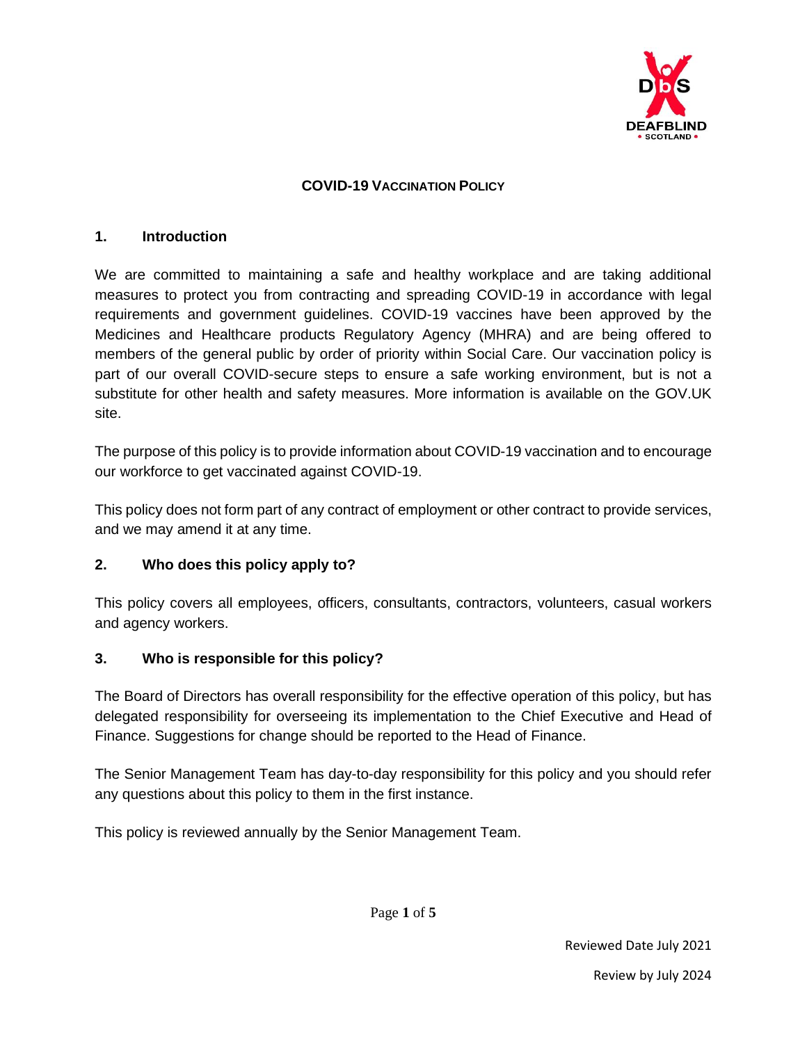# COVID-19 VACCINATION POLICY

## 1. Introduction

We are committed to maintaining a safe and healthy workplace and are taking additional measures to protect you from contracting and spreading COVID-19 in accordance with legal requirements and government guidelines. COVID-19 vaccines have been approved by the Medicines and Healthcare products Regulatory Agency (MHRA) and are being offered to members of the general public by order of priority within Social Care. Our vaccination policy is part of our overall COVID-secure steps to ensure a safe working environment, but is not a substitute for other health and safety measures. More information is available on the GOV.UK site.

The purpose of this policy is to provide information about COVID-19 vaccination and to encourage our workforce to get vaccinated against COVID-19.

This policy does not form part of any contract of employment or other contract to provide services, and we may amend it at any time.

## 2. Who does this policy apply to?

This policy covers all employees, officers, consultants, contractors, volunteers, casual workers and agency workers.

## 3. Who is responsible for this policy?

The Board of Directors has overall responsibility for the effective operation of this policy, but has delegated responsibility for overseeing its implementation to the Chief Executive and Head of Finance. Suggestions for change should be reported to the Head of Finance.

The Senior Management Team has day-to-day responsibility for this policy and you should refer any questions about this policy to them in the first instance.

This policy is reviewed annually by the Senior Management Team.

Reviewed Date July 2021

Review by July 2024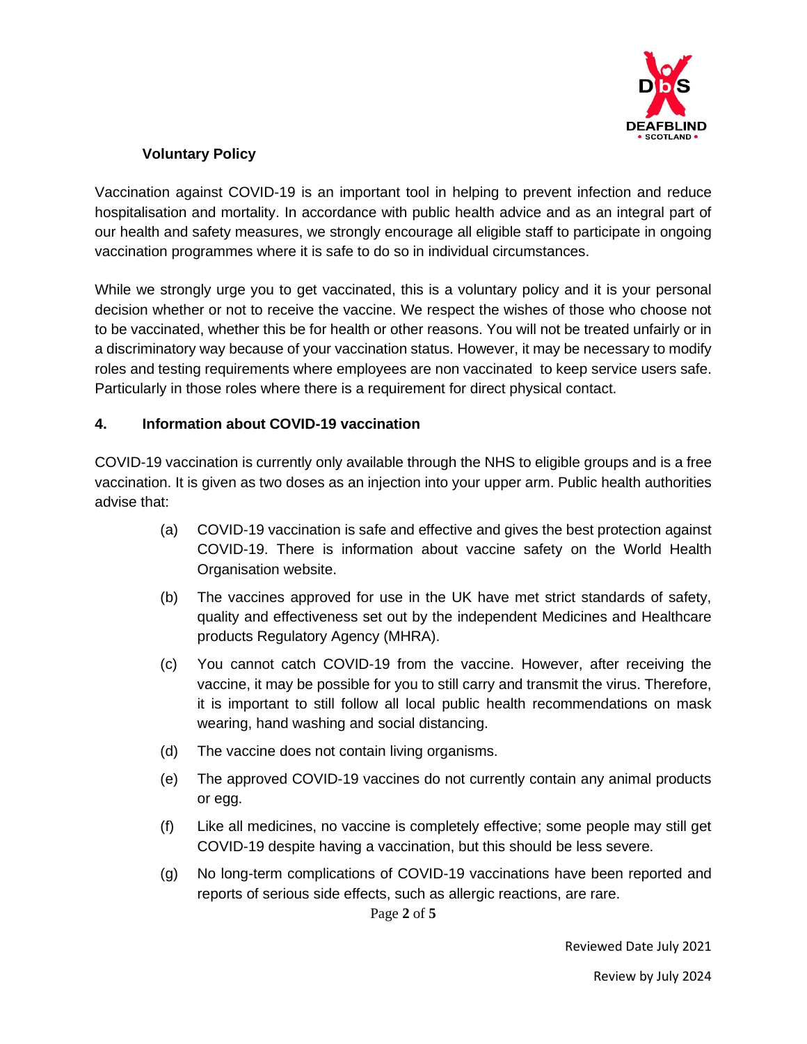### Voluntary Policy

Vaccination against COVID-19 is an important tool in helping to prevent infection and reduce hospitalisation and mortality. In accordance with public health advice and as an integral part of our health and safety measures, we strongly encourage all eligible staff to participate in ongoing vaccination programmes where it is safe to do so in individual circumstances.

While we strongly urge you to get vaccinated, this is a voluntary policy and it is your personal decision whether or not to receive the vaccine. We respect the wishes of those who choose not to be vaccinated, whether this be for health or other reasons. You will not be treated unfairly or in a discriminatory way because of your vaccination status. However, it may be necessary to modify roles and testing requirements where employees are non vaccinated to keep service users safe. Particularly in those roles where there is a requirement for direct physical contact.

## 4. Information about COVID-19 vaccination

COVID-19 vaccination is currently only available through the NHS to eligible groups and is a free vaccination. It is given as two doses as an injection into your upper arm. Public health authorities advise that:

(a) COVID-19 vaccination is safe and effective and gives the best protection against COVID-19. There is information about vaccine safety on the World Health Organisation website.

(b) The vaccines approved for use in the UK have met strict standards of safety, quality and effectiveness set out by the independent Medicines and Healthcare products Regulatory Agency (MHRA).

(c) You cannot catch COVID-19 from the vaccine. However, after receiving the vaccine, it may be possible for you to still carry and transmit the virus. Therefore, it is important to still follow all local public health recommendations on mask wearing, hand washing and social distancing.

(d) The vaccine does not contain living organisms.

(e) The approved COVID-19 vaccines do not currently contain any animal products or egg.

(f) Like all medicines, no vaccine is completely effective; some people may still get COVID-19 despite having a vaccination, but this should be less severe.

(g) No long-term complications of COVID-19 vaccinations have been reported and reports of serious side effects, such as allergic reactions, are rare.

Reviewed Date July 2021

Review by July 2024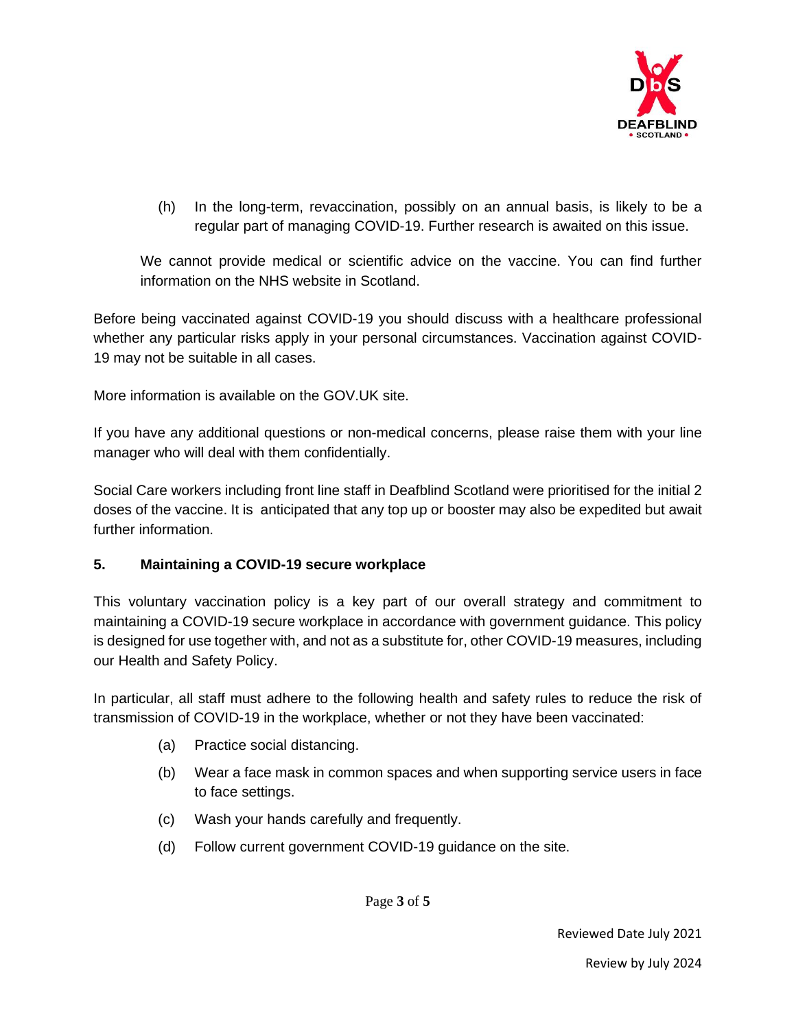(h) In the long-term, revaccination, possibly on an annual basis, is likely to be a regular part of managing COVID-19. Further research is awaited on this issue.

We cannot provide medical or scientific advice on the vaccine. You can find further information on the NHS website in Scotland.

Before being vaccinated against COVID-19 you should discuss with a healthcare professional whether any particular risks apply in your personal circumstances. Vaccination against COVID-19 may not be suitable in all cases.

More information is available on the GOV.UK site.

If you have any additional questions or non-medical concerns, please raise them with your line manager who will deal with them confidentially.

Social Care workers including front line staff in Deafblind Scotland were prioritised for the initial 2 doses of the vaccine. It is anticipated that any top up or booster may also be expedited but await further information.

## 5. Maintaining a COVID-19 secure workplace

This voluntary vaccination policy is a key part of our overall strategy and commitment to maintaining a COVID-19 secure workplace in accordance with government guidance. This policy is designed for use together with, and not as a substitute for, other COVID-19 measures, including our Health and Safety Policy.

In particular, all staff must adhere to the following health and safety rules to reduce the risk of transmission of COVID-19 in the workplace, whether or not they have been vaccinated:

(a) Practice social distancing.

(b) Wear a face mask in common spaces and when supporting service users in face to face settings.

(c) Wash your hands carefully and frequently.

(d) Follow current government COVID-19 guidance on the site.

Reviewed Date July 2021

Review by July 2024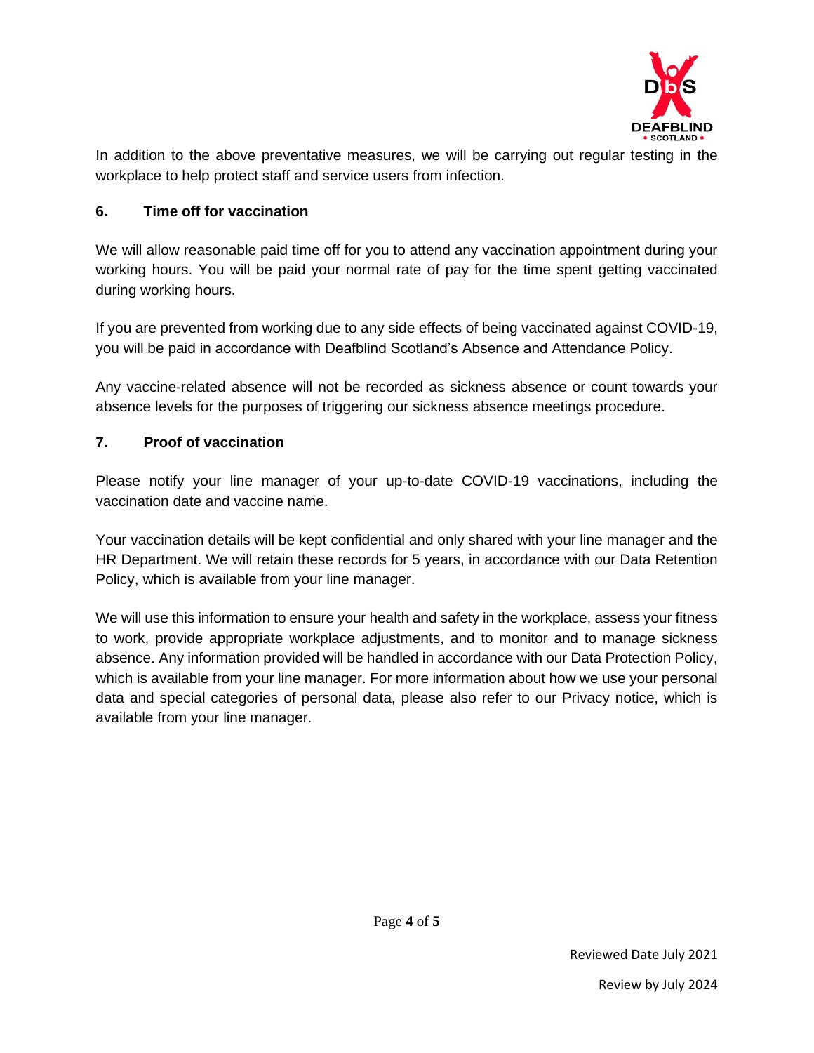In addition to the above preventative measures, we will be carrying out regular testing in the workplace to help protect staff and service users from infection.

## 6. Time off for vaccination

We will allow reasonable paid time off for you to attend any vaccination appointment during your working hours. You will be paid your normal rate of pay for the time spent getting vaccinated during working hours.

If you are prevented from working due to any side effects of being vaccinated against COVID-19, you will be paid in accordance with Deafblind Scotland's Absence and Attendance Policy.

Any vaccine-related absence will not be recorded as sickness absence or count towards your absence levels for the purposes of triggering our sickness absence meetings procedure.

## 7. Proof of vaccination

Please notify your line manager of your up-to-date COVID-19 vaccinations, including the vaccination date and vaccine name.

Your vaccination details will be kept confidential and only shared with your line manager and the HR Department. We will retain these records for 5 years, in accordance with our Data Retention Policy, which is available from your line manager.

We will use this information to ensure your health and safety in the workplace, assess your fitness to work, provide appropriate workplace adjustments, and to monitor and to manage sickness absence. Any information provided will be handled in accordance with our Data Protection Policy, which is available from your line manager. For more information about how we use your personal data and special categories of personal data, please also refer to our Privacy notice, which is available from your line manager.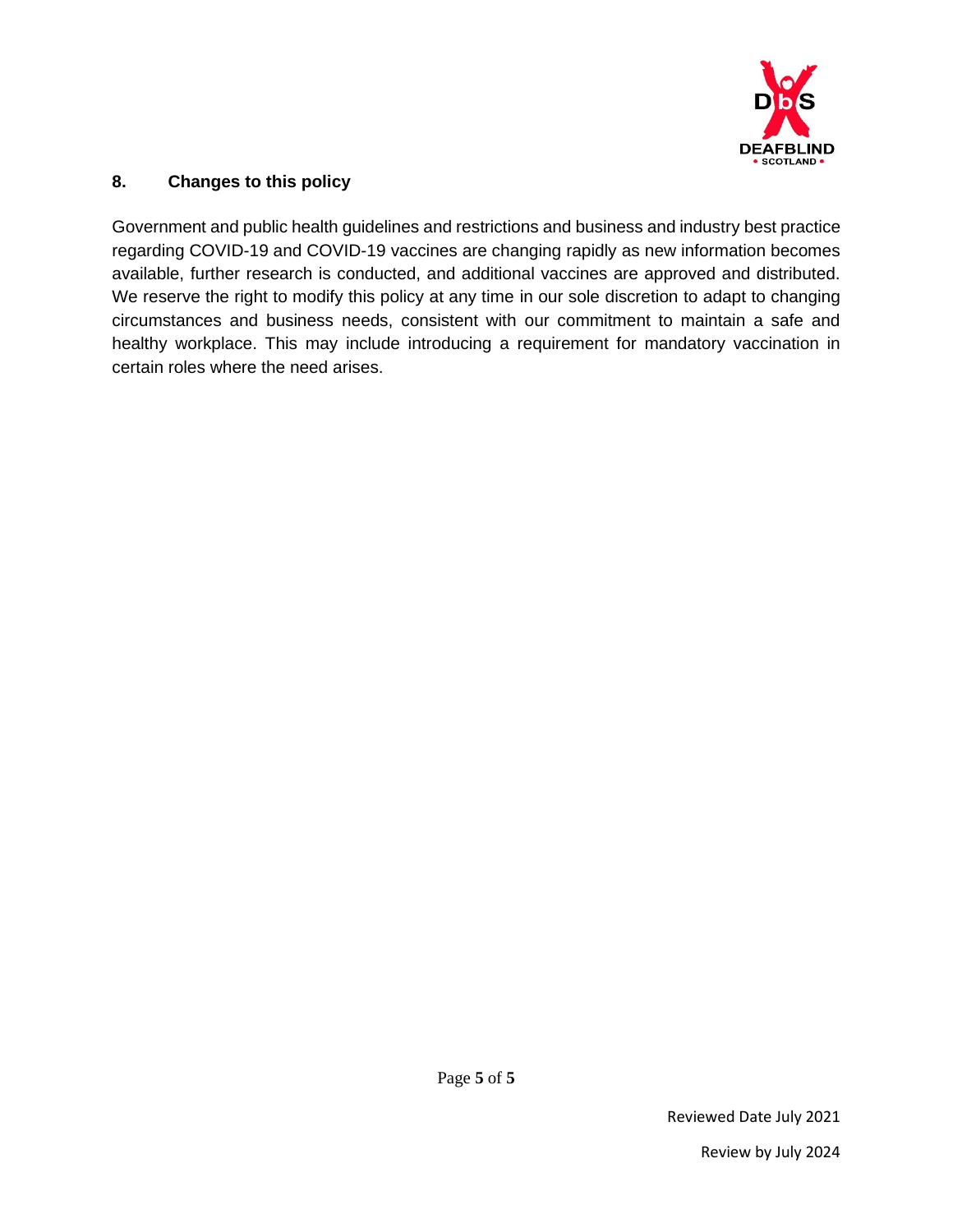## 8. Changes to this policy

Government and public health guidelines and restrictions and business and industry best practice regarding COVID-19 and COVID-19 vaccines are changing rapidly as new information becomes available, further research is conducted, and additional vaccines are approved and distributed. We reserve the right to modify this policy at any time in our sole discretion to adapt to changing circumstances and business needs, consistent with our commitment to maintain a safe and healthy workplace. This may include introducing a requirement for mandatory vaccination in certain roles where the need arises.

Reviewed Date July 2021

Review by July 2024